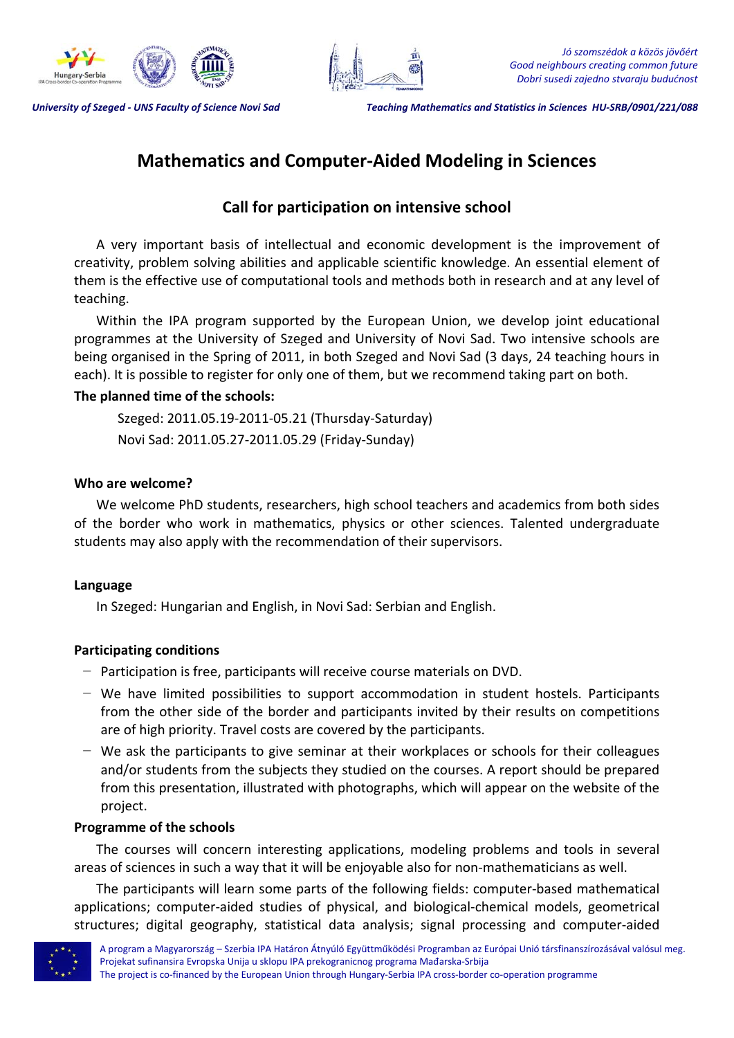# Mathematics and Computer-Aided Modeling in Sciences

## Call for participation on intensive school

A very important basis of intellectual and economic development is the improvement of creativity, problem solving abilities and applicable scientific knowledge. An essential element of them is the effective use of computational tools and methods both in research and at any level of teaching.

Within the IPA program supported by the European Union, we develop joint educational programmes at the University of Szeged and University of Novi Sad. Two intensive schools are being organised in the Spring of 2011, in both Szeged and Novi Sad (3 days, 24 teaching hours in each). It is possible to register for only one of them, but we recommend taking part on both.

**The planned time of the schools:**

Szeged: 2011.05.19-2011-05.21 (Thursday-Saturday)

Novi Sad: 2011.05.27-2011.05.29 (Friday-Sunday)

**Who are welcome?**

We welcome PhD students, researchers, high school teachers and academics from both sides of the border who work in mathematics, physics or other sciences. Talented undergraduate students may also apply with the recommendation of their supervisors.

**Language**

In Szeged: Hungarian and English, in Novi Sad: Serbian and English.

**Participating conditions**

- Participation is free, participants will receive course materials on DVD.
- We have limited possibilities to support accommodation in student hostels. Participants from the other side of the border and participants invited by their results on competitions are of high priority. Travel costs are covered by the participants.
- We ask the participants to give seminar at their workplaces or schools for their colleagues and/or students from the subjects they studied on the courses. A report should be prepared from this presentation, illustrated with photographs, which will appear on the website of the project.

**Programme of the schools**

The courses will concern interesting applications, modeling problems and tools in several areas of sciences in such a way that it will be enjoyable also for non-mathematicians as well.

The participants will learn some parts of the following fields: computer-based mathematical applications; computer-aided studies of physical, and biological-chemical models, geometrical structures; digital geography, statistical data analysis; signal processing and computer-aided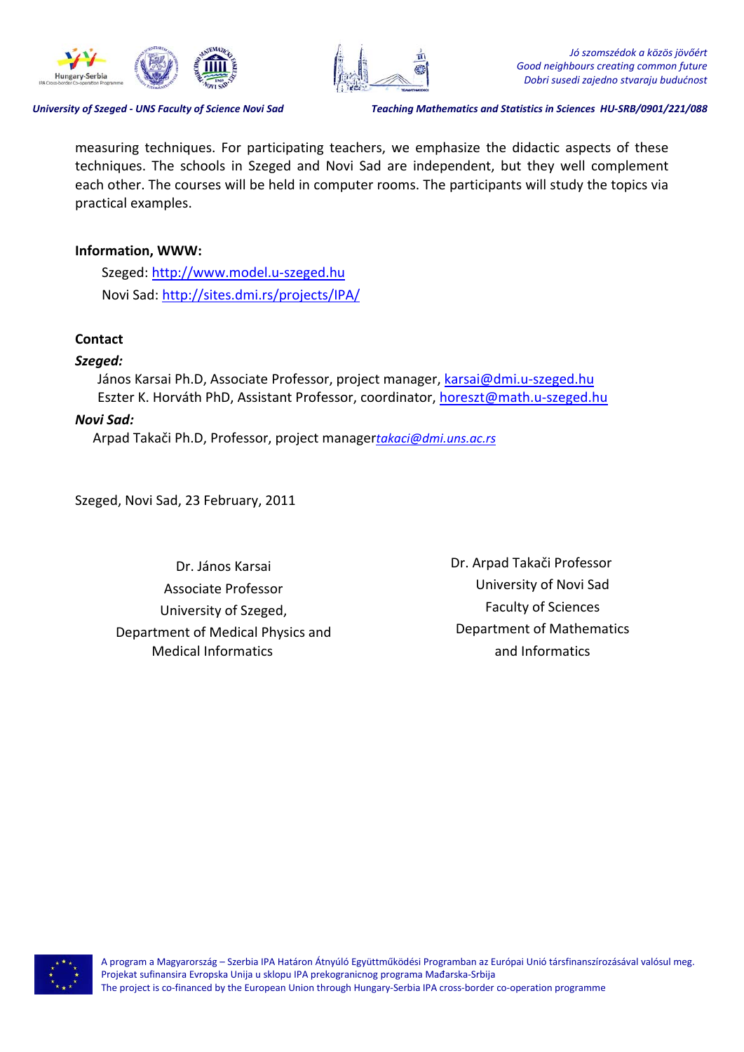measuring techniques. For participating teachers, we emphasize the didactic aspects of these techniques. The schools in Szeged and Novi Sad are independent, but they well complement each other. The courses will be held in computer rooms. The participants will study the topics via practical examples.

**Information, WWW:**

Szeged: http://www.model.u-szeged.hu

Novi Sad: http://sites.dmi.rs/projects/IPA/

**Contact**

***Szeged:***

János Karsai Ph.D, Associate Professor, project manager, karsai@dmi.u-szeged.hu

Eszter K. Horváth PhD, Assistant Professor, coordinator, horeszt@math.u-szeged.hu

***Novi Sad:***

Arpad Takači Ph.D, Professor, project manager*takaci@dmi.uns.ac.rs*

Szeged, Novi Sad, 23 February, 2011

Dr. János Karsai
Associate Professor
University of Szeged,
Department of Medical Physics and
Medical Informatics

Dr. Arpad Takači Professor
University of Novi Sad
Faculty of Sciences
Department of Mathematics
and Informatics

A program a Magyarország – Szerbia IPA Határon Átnyúló Együttműködési Programban az Európai Unió társfinanszírozásával valósul meg.
Projekat sufinansira Evropska Unija u sklopu IPA prekograničnog programa Mađarska-Srbija
The project is co-financed by the European Union through Hungary-Serbia IPA cross-border co-operation programme